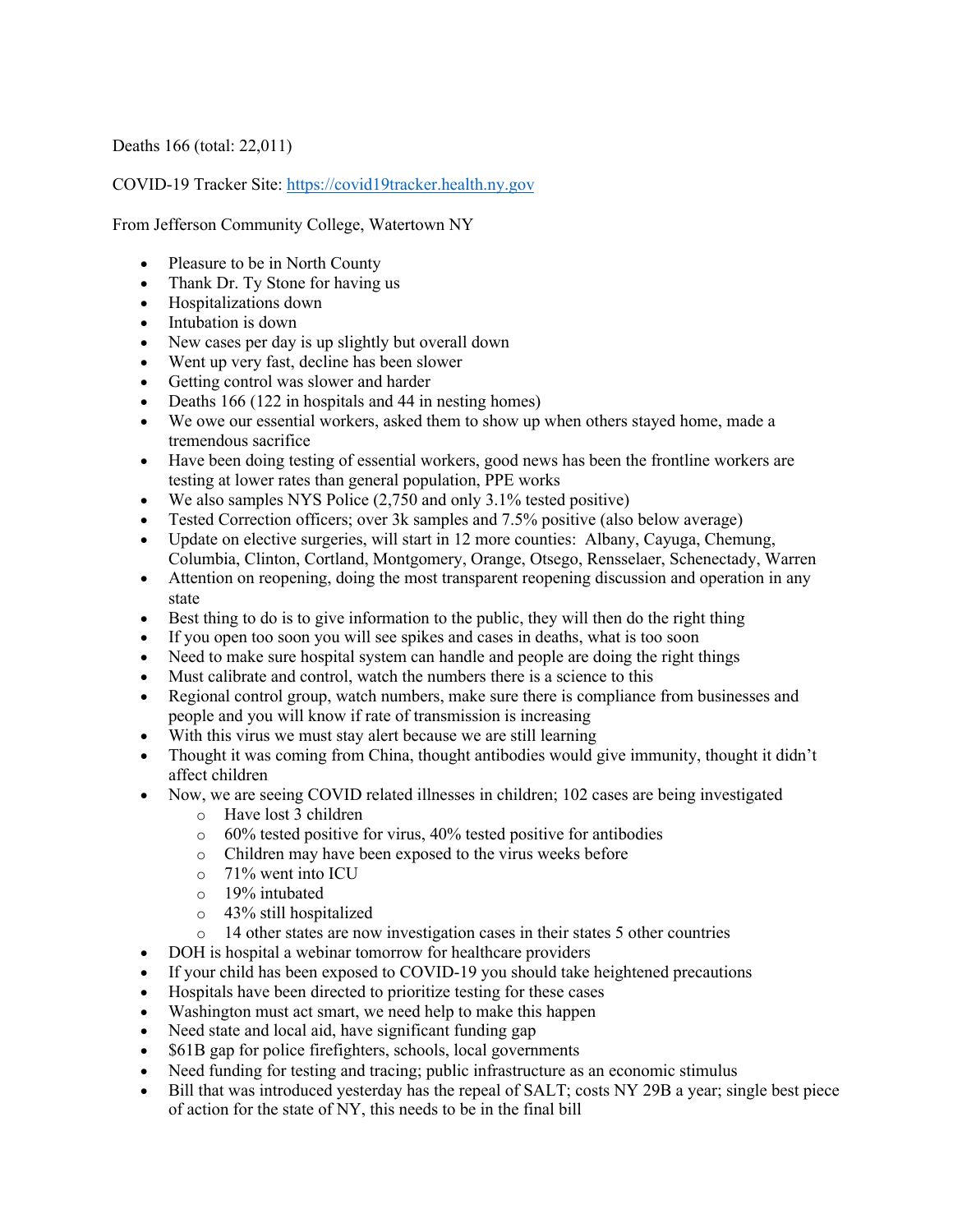Deaths 166 (total: 22,011)

COVID-19 Tracker Site: https://covid19tracker.health.ny.gov

From Jefferson Community College, Watertown NY

- Pleasure to be in North County
- Thank Dr. Ty Stone for having us
- Hospitalizations down
- Intubation is down
- New cases per day is up slightly but overall down
- Went up very fast, decline has been slower
- Getting control was slower and harder
- Deaths 166 (122 in hospitals and 44 in nesting homes)
- We owe our essential workers, asked them to show up when others stayed home, made a tremendous sacrifice
- Have been doing testing of essential workers, good news has been the frontline workers are testing at lower rates than general population, PPE works
- We also samples NYS Police (2,750 and only 3.1% tested positive)
- Tested Correction officers; over 3k samples and 7.5% positive (also below average)
- Update on elective surgeries, will start in 12 more counties: Albany, Cayuga, Chemung, Columbia, Clinton, Cortland, Montgomery, Orange, Otsego, Rensselaer, Schenectady, Warren
- Attention on reopening, doing the most transparent reopening discussion and operation in any state
- Best thing to do is to give information to the public, they will then do the right thing
- If you open too soon you will see spikes and cases in deaths, what is too soon
- Need to make sure hospital system can handle and people are doing the right things
- Must calibrate and control, watch the numbers there is a science to this
- Regional control group, watch numbers, make sure there is compliance from businesses and people and you will know if rate of transmission is increasing
- With this virus we must stay alert because we are still learning
- Thought it was coming from China, thought antibodies would give immunity, thought it didn't affect children
- Now, we are seeing COVID related illnesses in children; 102 cases are being investigated
    - Have lost 3 children
    - 60% tested positive for virus, 40% tested positive for antibodies
    - Children may have been exposed to the virus weeks before
    - 71% went into ICU
    - 19% intubated
    - 43% still hospitalized
    - 14 other states are now investigation cases in their states 5 other countries
- DOH is hospital a webinar tomorrow for healthcare providers
- If your child has been exposed to COVID-19 you should take heightened precautions
- Hospitals have been directed to prioritize testing for these cases
- Washington must act smart, we need help to make this happen
- Need state and local aid, have significant funding gap
- $61B gap for police firefighters, schools, local governments
- Need funding for testing and tracing; public infrastructure as an economic stimulus
- Bill that was introduced yesterday has the repeal of SALT; costs NY 29B a year; single best piece of action for the state of NY, this needs to be in the final bill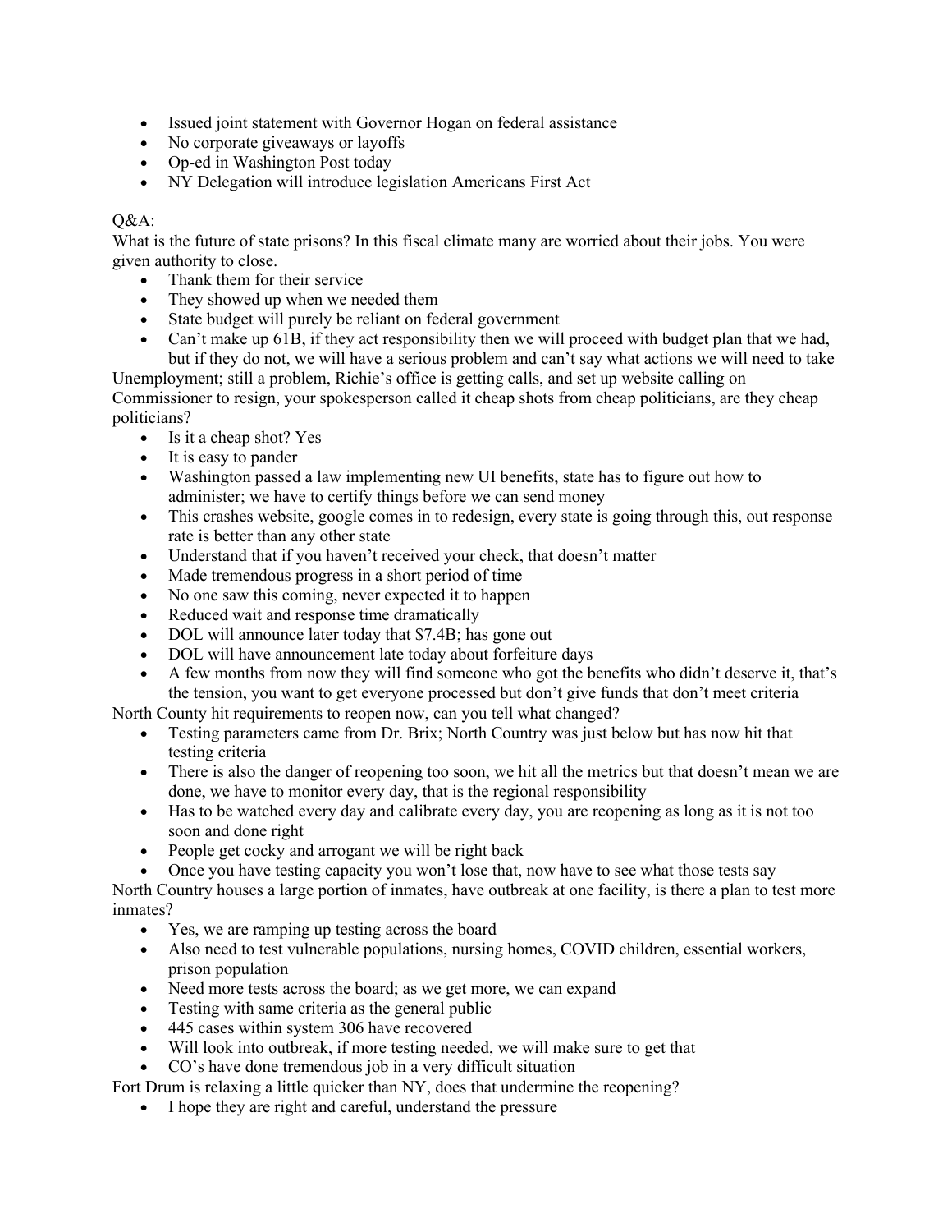- Issued joint statement with Governor Hogan on federal assistance
- No corporate giveaways or layoffs
- Op-ed in Washington Post today
- NY Delegation will introduce legislation Americans First Act

Q&A:

What is the future of state prisons? In this fiscal climate many are worried about their jobs. You were given authority to close.

- Thank them for their service
- They showed up when we needed them
- State budget will purely be reliant on federal government
- Can't make up 61B, if they act responsibility then we will proceed with budget plan that we had, but if they do not, we will have a serious problem and can't say what actions we will need to take

Unemployment; still a problem, Richie's office is getting calls, and set up website calling on Commissioner to resign, your spokesperson called it cheap shots from cheap politicians, are they cheap politicians?

- Is it a cheap shot? Yes
- It is easy to pander
- Washington passed a law implementing new UI benefits, state has to figure out how to administer; we have to certify things before we can send money
- This crashes website, google comes in to redesign, every state is going through this, out response rate is better than any other state
- Understand that if you haven't received your check, that doesn't matter
- Made tremendous progress in a short period of time
- No one saw this coming, never expected it to happen
- Reduced wait and response time dramatically
- DOL will announce later today that $7.4B; has gone out
- DOL will have announcement late today about forfeiture days
- A few months from now they will find someone who got the benefits who didn't deserve it, that's the tension, you want to get everyone processed but don't give funds that don't meet criteria

North County hit requirements to reopen now, can you tell what changed?

- Testing parameters came from Dr. Brix; North Country was just below but has now hit that testing criteria
- There is also the danger of reopening too soon, we hit all the metrics but that doesn't mean we are done, we have to monitor every day, that is the regional responsibility
- Has to be watched every day and calibrate every day, you are reopening as long as it is not too soon and done right
- People get cocky and arrogant we will be right back
- Once you have testing capacity you won't lose that, now have to see what those tests say

North Country houses a large portion of inmates, have outbreak at one facility, is there a plan to test more inmates?

- Yes, we are ramping up testing across the board
- Also need to test vulnerable populations, nursing homes, COVID children, essential workers, prison population
- Need more tests across the board; as we get more, we can expand
- Testing with same criteria as the general public
- 445 cases within system 306 have recovered
- Will look into outbreak, if more testing needed, we will make sure to get that
- CO's have done tremendous job in a very difficult situation

Fort Drum is relaxing a little quicker than NY, does that undermine the reopening?

- I hope they are right and careful, understand the pressure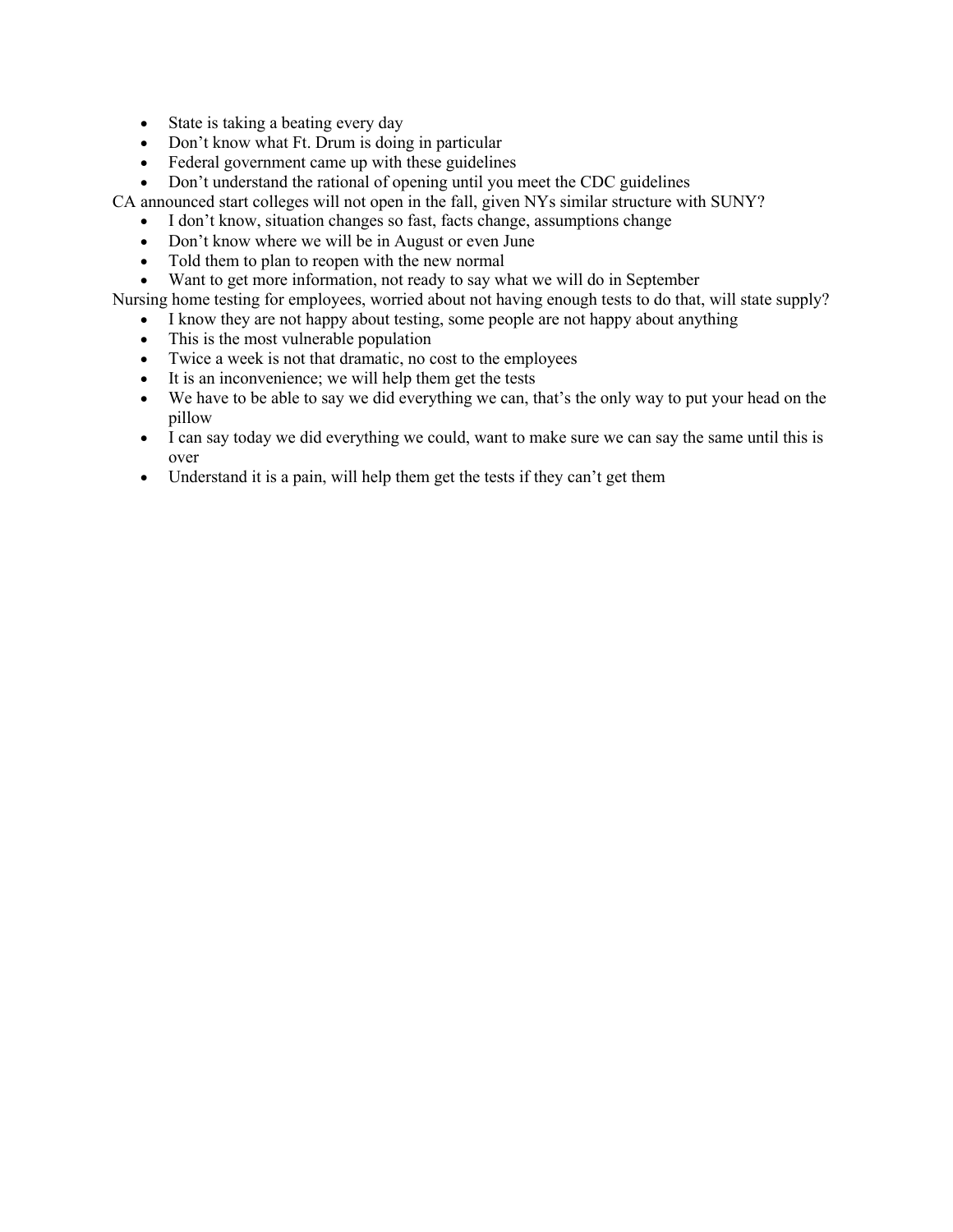- State is taking a beating every day
- Don't know what Ft. Drum is doing in particular
- Federal government came up with these guidelines
- Don't understand the rational of opening until you meet the CDC guidelines

CA announced start colleges will not open in the fall, given NYs similar structure with SUNY?

- I don't know, situation changes so fast, facts change, assumptions change
- Don't know where we will be in August or even June
- Told them to plan to reopen with the new normal
- Want to get more information, not ready to say what we will do in September

Nursing home testing for employees, worried about not having enough tests to do that, will state supply?

- I know they are not happy about testing, some people are not happy about anything
- This is the most vulnerable population
- Twice a week is not that dramatic, no cost to the employees
- It is an inconvenience; we will help them get the tests
- We have to be able to say we did everything we can, that's the only way to put your head on the pillow
- I can say today we did everything we could, want to make sure we can say the same until this is over
- Understand it is a pain, will help them get the tests if they can't get them